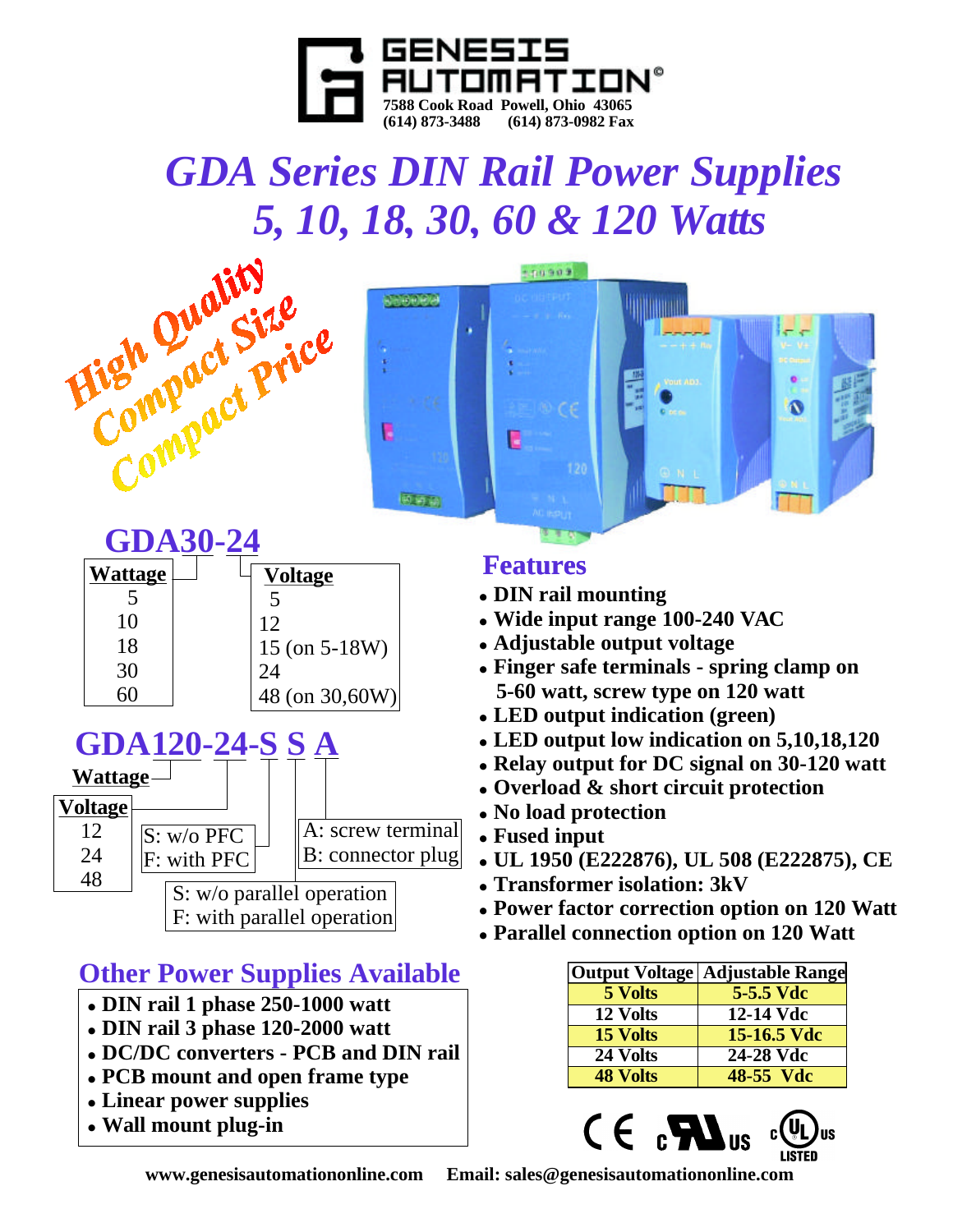**GENESIS AUTOMATION®**
7588 Cook Road Powell, Ohio 43065
(614) 873-3488 (614) 873-0982 Fax

# *GDA Series DIN Rail Power Supplies*
# *5, 10, 18, 30, 60 & 120 Watts*

*High Quality Compact Size Compact Price*

## GDA30-24

| Wattage |
|---|
| 5 |
| 10 |
| 18 |
| 30 |
| 60 |

| Voltage |
|---|
| 5 |
| 12 |
| 15 (on 5-18W) |
| 24 |
| 48 (on 30,60W) |

## GDA120-24-S S A

- Wattage
- Voltage: 12, 24, 48
- S: w/o PFC / F: with PFC
- S: w/o parallel operation / F: with parallel operation
- A: screw terminal / B: connector plug

## Features

- **DIN rail mounting**
- **Wide input range 100-240 VAC**
- **Adjustable output voltage**
- **Finger safe terminals - spring clamp on 5-60 watt, screw type on 120 watt**
- **LED output indication (green)**
- **LED output low indication on 5,10,18,120**
- **Relay output for DC signal on 30-120 watt**
- **Overload & short circuit protection**
- **No load protection**
- **Fused input**
- **UL 1950 (E222876), UL 508 (E222875), CE**
- **Transformer isolation: 3kV**
- **Power factor correction option on 120 Watt**
- **Parallel connection option on 120 Watt**

| Output Voltage | Adjustable Range |
|---|---|
| 5 Volts | 5-5.5 Vdc |
| 12 Volts | 12-14 Vdc |
| 15 Volts | 15-16.5 Vdc |
| 24 Volts | 24-28 Vdc |
| 48 Volts | 48-55 Vdc |

## Other Power Supplies Available

- **DIN rail 1 phase 250-1000 watt**
- **DIN rail 3 phase 120-2000 watt**
- **DC/DC converters - PCB and DIN rail**
- **PCB mount and open frame type**
- **Linear power supplies**
- **Wall mount plug-in**

CE c(UR)us c(UL)us LISTED

**www.genesisautomationonline.com Email: sales@genesisautomationonline.com**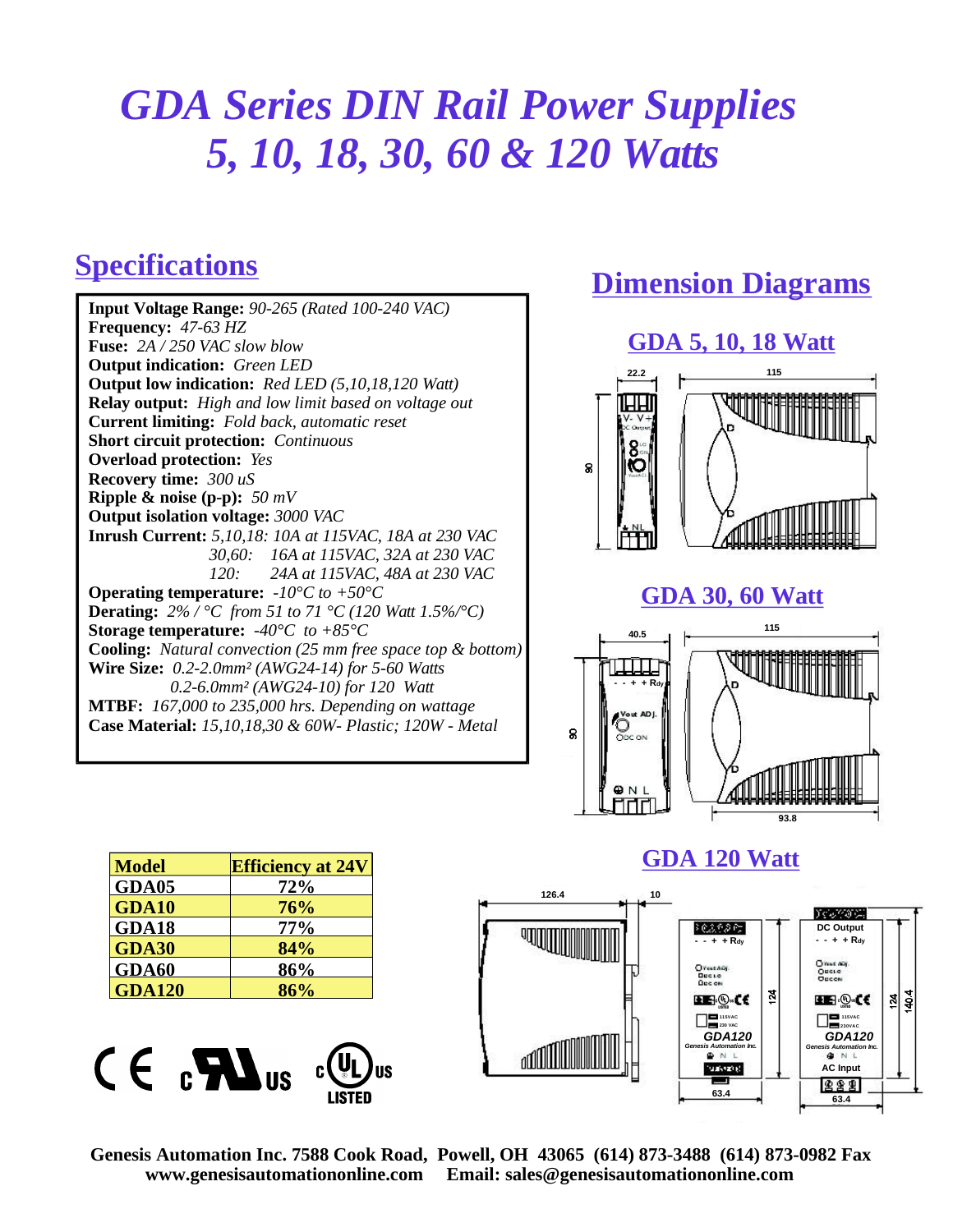# GDA Series DIN Rail Power Supplies
# 5, 10, 18, 30, 60 & 120 Watts

## Specifications

**Input Voltage Range:** *90-265 (Rated 100-240 VAC)*
**Frequency:** *47-63 HZ*
**Fuse:** *2A / 250 VAC slow blow*
**Output indication:** *Green LED*
**Output low indication:** *Red LED (5,10,18,120 Watt)*
**Relay output:** *High and low limit based on voltage out*
**Current limiting:** *Fold back, automatic reset*
**Short circuit protection:** *Continuous*
**Overload protection:** *Yes*
**Recovery time:** *300 uS*
**Ripple & noise (p-p):** *50 mV*
**Output isolation voltage:** *3000 VAC*
**Inrush Current:** *5,10,18: 10A at 115VAC, 18A at 230 VAC*
*30,60: 16A at 115VAC, 32A at 230 VAC*
*120: 24A at 115VAC, 48A at 230 VAC*
**Operating temperature:** *-10°C to +50°C*
**Derating:** *2% / °C from 51 to 71 °C (120 Watt 1.5%/°C)*
**Storage temperature:** *-40°C to +85°C*
**Cooling:** *Natural convection (25 mm free space top & bottom)*
**Wire Size:** *0.2-2.0mm² (AWG24-14) for 5-60 Watts*
*0.2-6.0mm² (AWG24-10) for 120 Watt*
**MTBF:** *167,000 to 235,000 hrs. Depending on wattage*
**Case Material:** *15,10,18,30 & 60W- Plastic; 120W - Metal*

| Model | Efficiency at 24V |
|---|---|
| GDA05 | 72% |
| GDA10 | 76% |
| GDA18 | 77% |
| GDA30 | 84% |
| GDA60 | 86% |
| GDA120 | 86% |

## Dimension Diagrams

### GDA 5, 10, 18 Watt

22.2
115
90

### GDA 30, 60 Watt

40.5
115
90
93.8

### GDA 120 Watt

126.4
10
DC Output
124
140.4
GDA120
Genesis Automation Inc.
AC Input
63.4
63.4

**Genesis Automation Inc. 7588 Cook Road, Powell, OH 43065 (614) 873-3488 (614) 873-0982 Fax**
**www.genesisautomationonline.com Email: sales@genesisautomationonline.com**